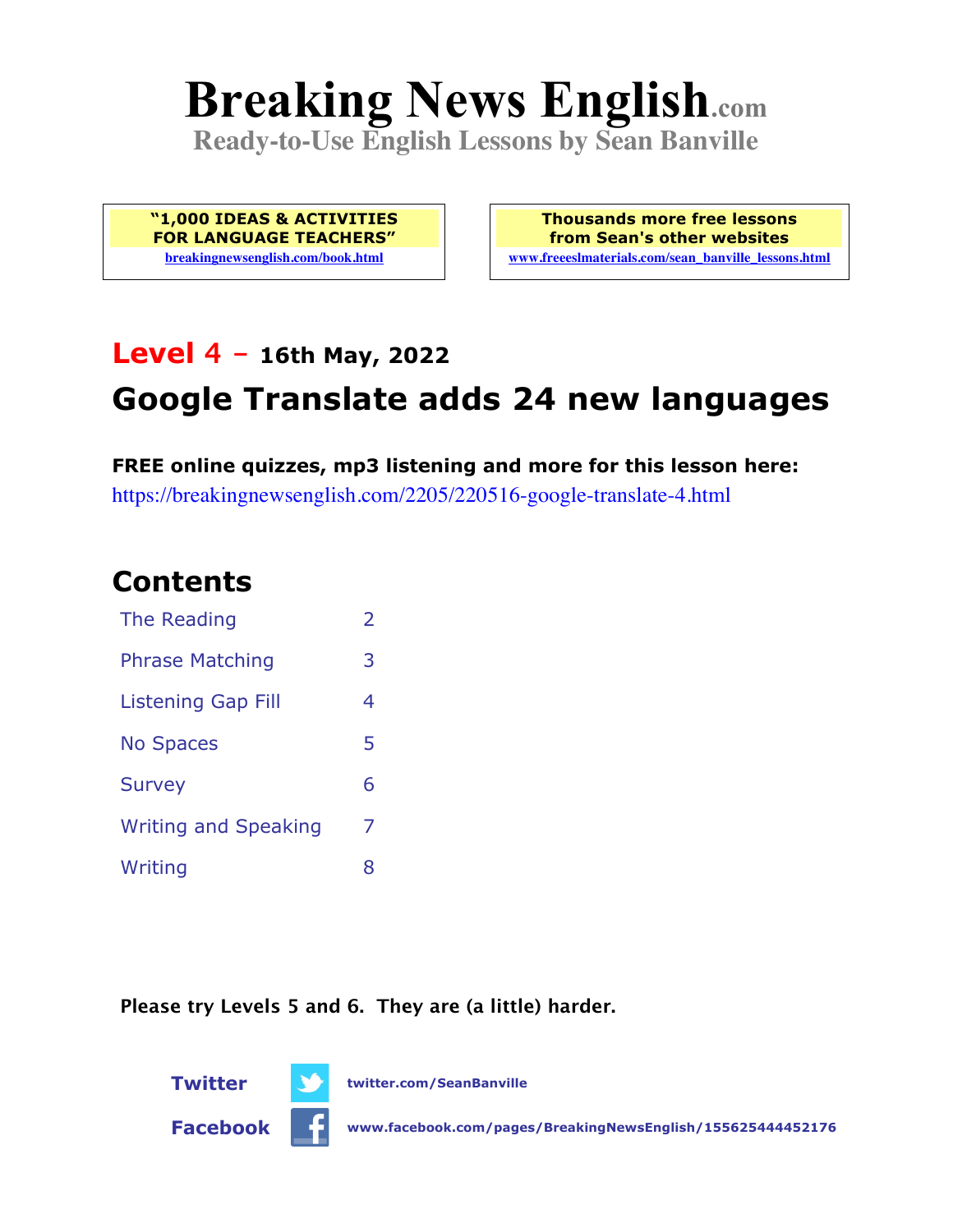# Breaking News English.com

**Ready-to-Use English Lessons by Sean Banville**

**"1,000 IDEAS & ACTIVITIES FOR LANGUAGE TEACHERS"**
breakingnewsenglish.com/book.html

**Thousands more free lessons from Sean's other websites**
www.freeeslmaterials.com/sean_banville_lessons.html

## Level 4 – 16th May, 2022

## Google Translate adds 24 new languages

**FREE online quizzes, mp3 listening and more for this lesson here:**
https://breakingnewsenglish.com/2205/220516-google-translate-4.html

## Contents

| | |
|---|---|
| The Reading | 2 |
| Phrase Matching | 3 |
| Listening Gap Fill | 4 |
| No Spaces | 5 |
| Survey | 6 |
| Writing and Speaking | 7 |
| Writing | 8 |

**Please try Levels 5 and 6. They are (a little) harder.**

**Twitter** twitter.com/SeanBanville

**Facebook** www.facebook.com/pages/BreakingNewsEnglish/155625444452176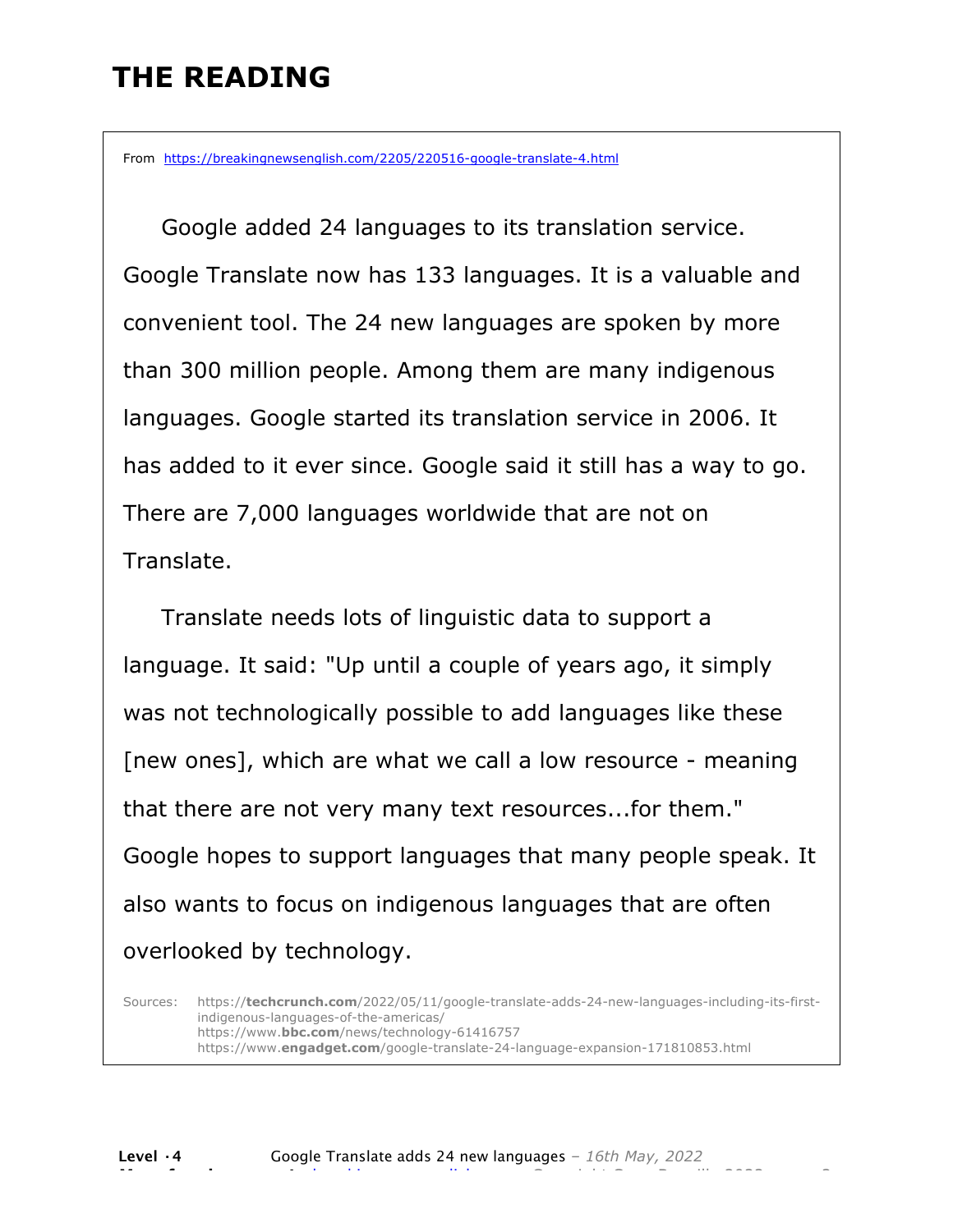# THE READING

From https://breakingnewsenglish.com/2205/220516-google-translate-4.html

Google added 24 languages to its translation service. Google Translate now has 133 languages. It is a valuable and convenient tool. The 24 new languages are spoken by more than 300 million people. Among them are many indigenous languages. Google started its translation service in 2006. It has added to it ever since. Google said it still has a way to go. There are 7,000 languages worldwide that are not on Translate.

Translate needs lots of linguistic data to support a language. It said: "Up until a couple of years ago, it simply was not technologically possible to add languages like these [new ones], which are what we call a low resource - meaning that there are not very many text resources...for them." Google hopes to support languages that many people speak. It also wants to focus on indigenous languages that are often overlooked by technology.

Sources: https://**techcrunch.com**/2022/05/11/google-translate-adds-24-new-languages-including-its-first-indigenous-languages-of-the-americas/
https://www.**bbc.com**/news/technology-61416757
https://www.**engadget.com**/google-translate-24-language-expansion-171810853.html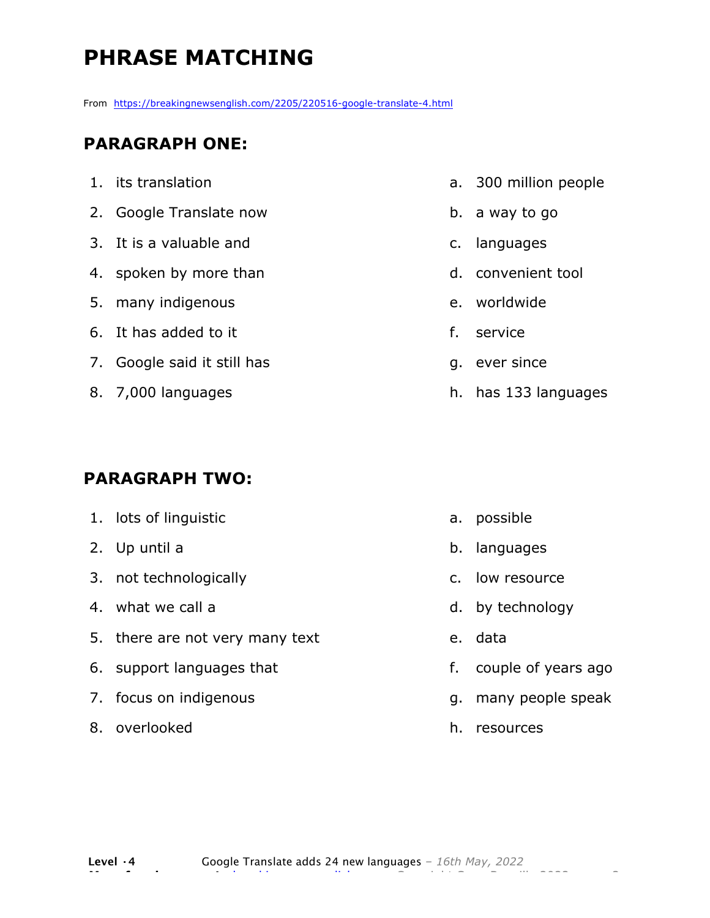# PHRASE MATCHING

From https://breakingnewsenglish.com/2205/220516-google-translate-4.html

## PARAGRAPH ONE:

1. its translation
2. Google Translate now
3. It is a valuable and
4. spoken by more than
5. many indigenous
6. It has added to it
7. Google said it still has
8. 7,000 languages

a. 300 million people
b. a way to go
c. languages
d. convenient tool
e. worldwide
f. service
g. ever since
h. has 133 languages

## PARAGRAPH TWO:

1. lots of linguistic
2. Up until a
3. not technologically
4. what we call a
5. there are not very many text
6. support languages that
7. focus on indigenous
8. overlooked

a. possible
b. languages
c. low resource
d. by technology
e. data
f. couple of years ago
g. many people speak
h. resources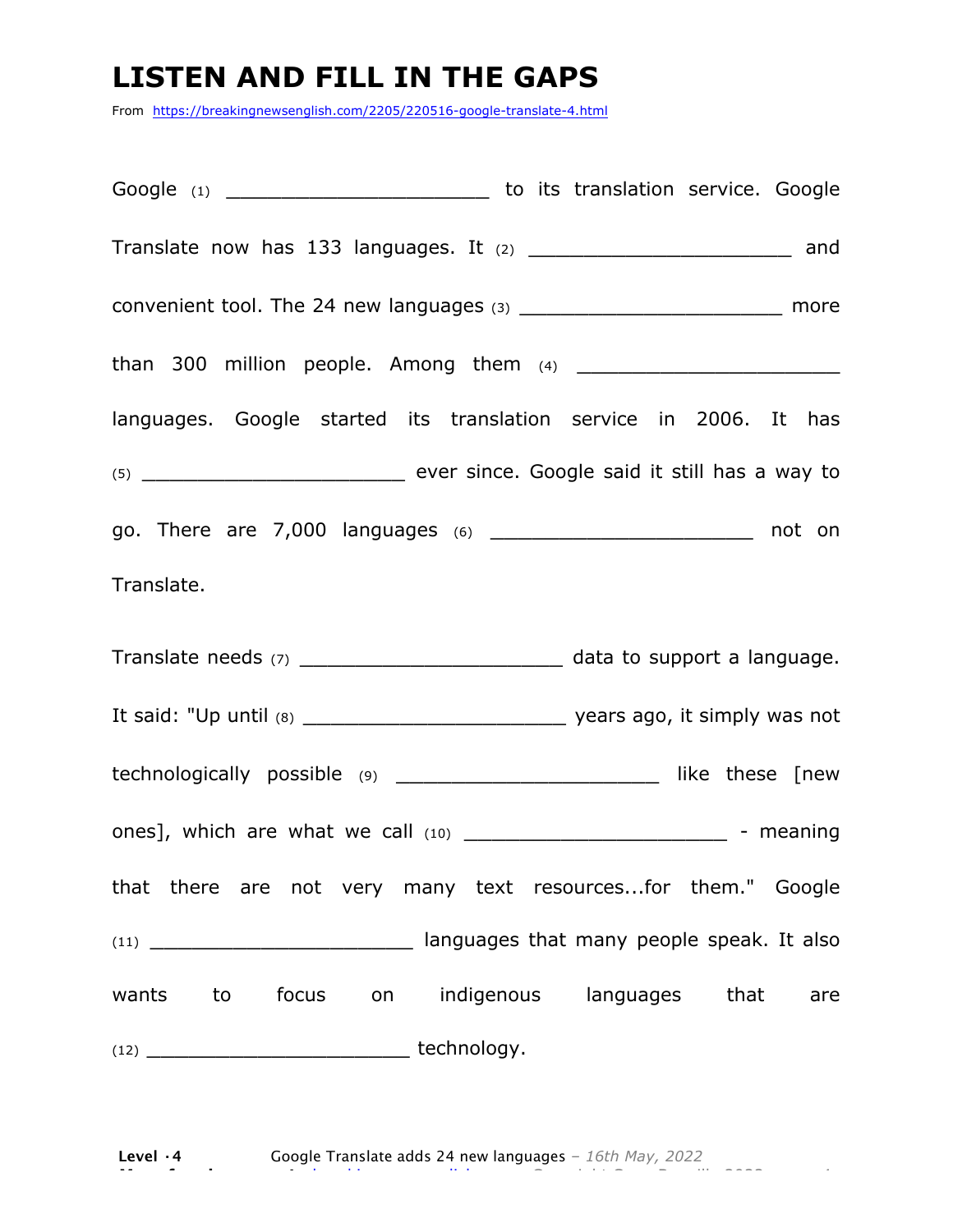# LISTEN AND FILL IN THE GAPS

From https://breakingnewsenglish.com/2205/220516-google-translate-4.html

Google (1) ______________________ to its translation service. Google Translate now has 133 languages. It (2) ______________________ and convenient tool. The 24 new languages (3) ______________________ more than 300 million people. Among them (4) ______________________ languages. Google started its translation service in 2006. It has (5) ______________________ ever since. Google said it still has a way to go. There are 7,000 languages (6) ______________________ not on Translate.

Translate needs (7) ______________________ data to support a language. It said: "Up until (8) ______________________ years ago, it simply was not technologically possible (9) ______________________ like these [new ones], which are what we call (10) ______________________ - meaning that there are not very many text resources...for them." Google (11) ______________________ languages that many people speak. It also wants to focus on indigenous languages that are (12) ______________________ technology.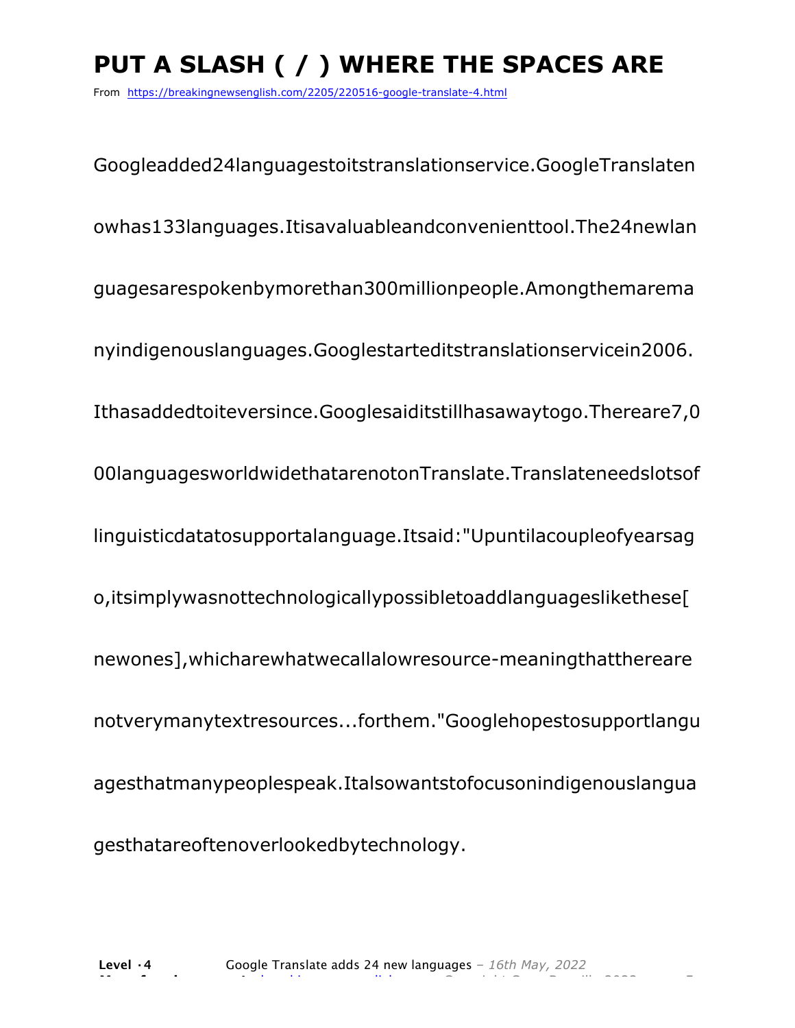# PUT A SLASH ( / ) WHERE THE SPACES ARE

From https://breakingnewsenglish.com/2205/220516-google-translate-4.html

Googleadded24languagestoitstranslationservice.GoogleTranslaten

owhas133languages.Itisavaluableandconvenienttool.The24newlan

guagesarespokenbymorethan300millionpeople.Amongthemarema

nyindigenouslanguages.Googlestarteditstranslationservicein2006.

Ithasaddedtoiteversince.Googlesaiditstillhasawaytogo.Thereare7,0

00languagesworldwidethatarenotonTranslate.Translateneedslotsof

linguisticdatatosupportalanguage.Itsaid:"Upuntilacoupleofyearsag

o,itsimplywasnottechnologicallypossibletoaddlanguageslikethese[

newones],whicharewhatwecallalowresource-meaningthatthereare

notverymanytextresources...forthem."Googlehopestosupportlangu

agesthatmanypeoplespeak.Italsowantstofocusonindigenouslangua

gesthatareoftenoverlookedbytechnology.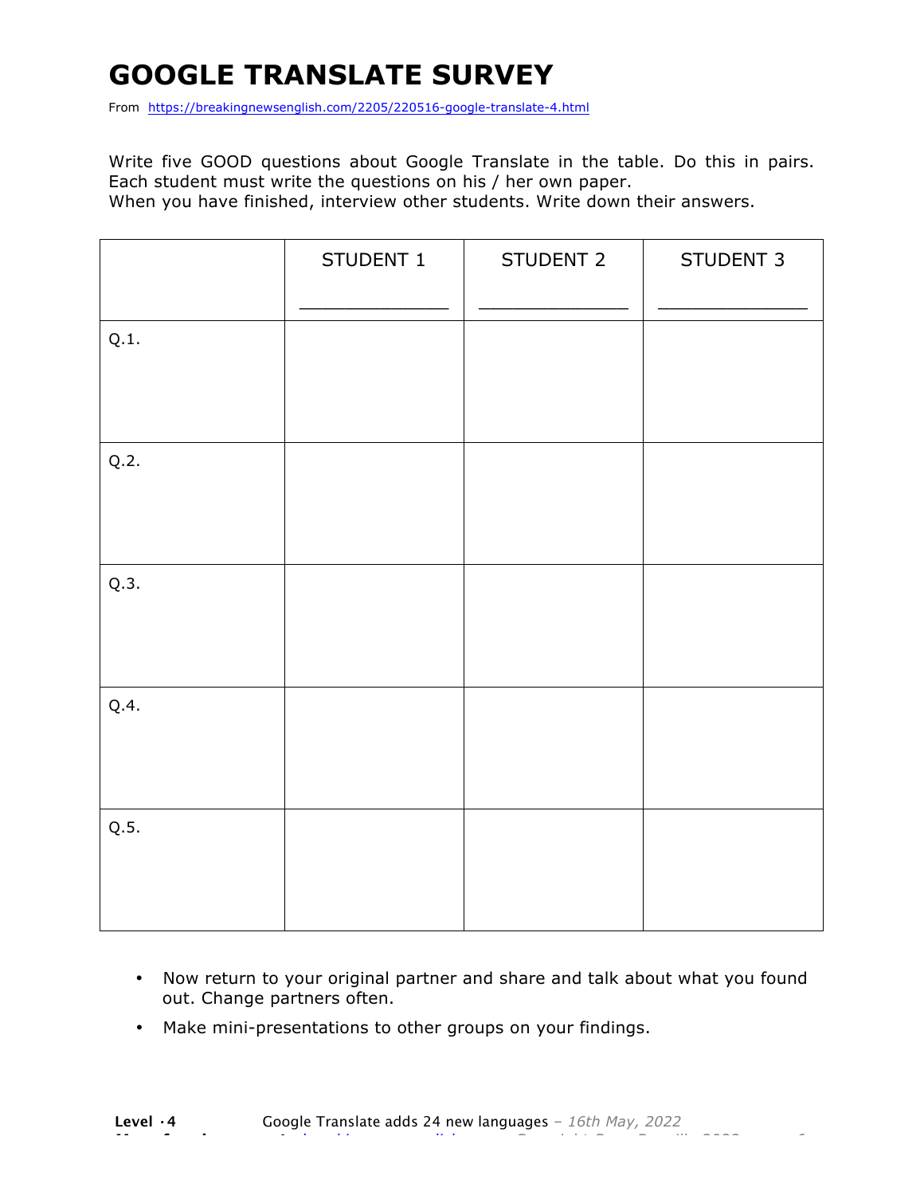# GOOGLE TRANSLATE SURVEY

From https://breakingnewsenglish.com/2205/220516-google-translate-4.html

Write five GOOD questions about Google Translate in the table. Do this in pairs. Each student must write the questions on his / her own paper.
When you have finished, interview other students. Write down their answers.

| | STUDENT 1<br>_______________ | STUDENT 2<br>_______________ | STUDENT 3<br>_______________ |
|---|---|---|---|
| Q.1. | | | |
| Q.2. | | | |
| Q.3. | | | |
| Q.4. | | | |
| Q.5. | | | |

- Now return to your original partner and share and talk about what you found out. Change partners often.
- Make mini-presentations to other groups on your findings.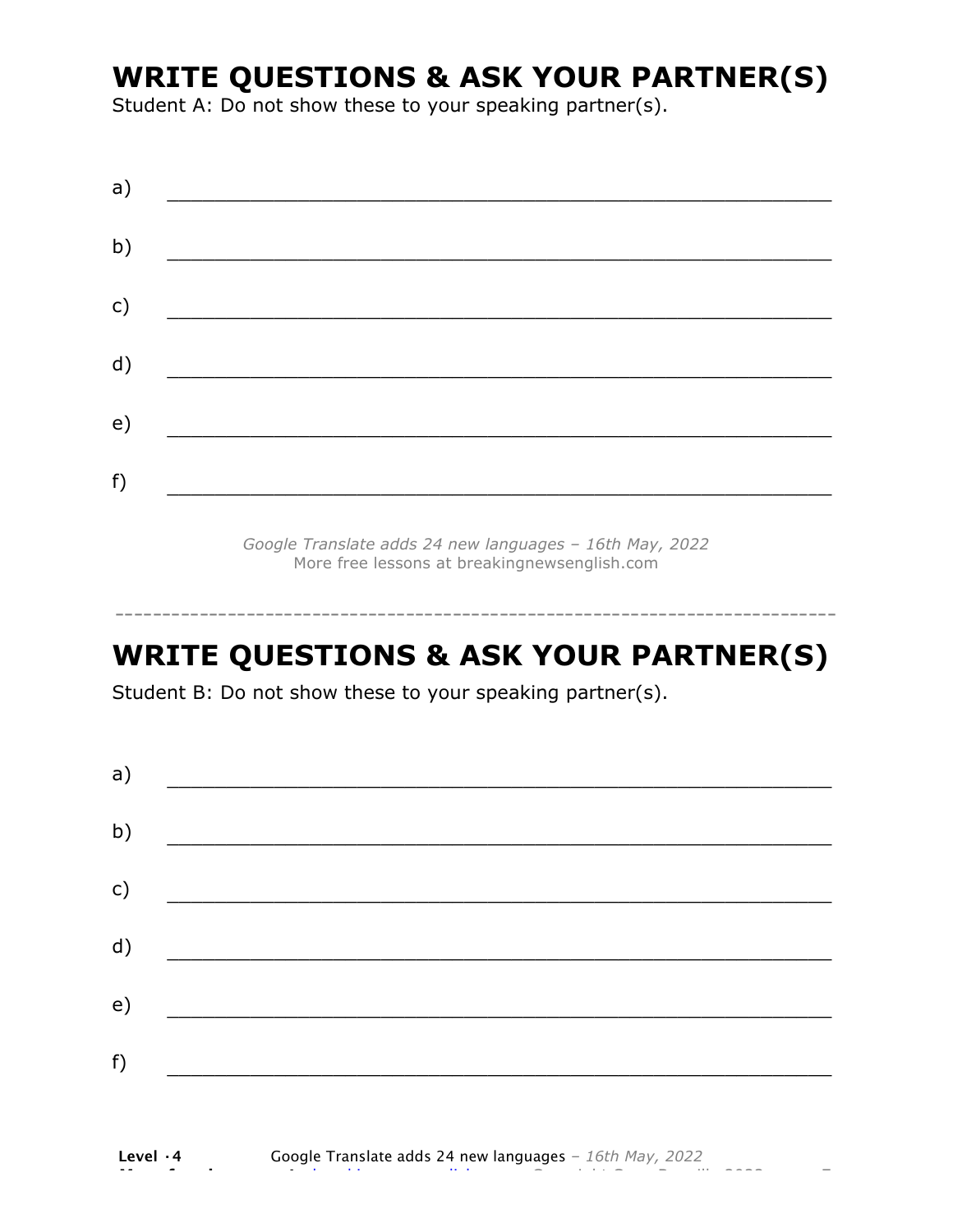# WRITE QUESTIONS & ASK YOUR PARTNER(S)

Student A: Do not show these to your speaking partner(s).

a) ___________________________________________________________

b) ___________________________________________________________

c) ___________________________________________________________

d) ___________________________________________________________

e) ___________________________________________________________

f) ___________________________________________________________

*Google Translate adds 24 new languages – 16th May, 2022*
More free lessons at breakingnewsenglish.com

-----------------------------------------------------------------------------

# WRITE QUESTIONS & ASK YOUR PARTNER(S)

Student B: Do not show these to your speaking partner(s).

a) ___________________________________________________________

b) ___________________________________________________________

c) ___________________________________________________________

d) ___________________________________________________________

e) ___________________________________________________________

f) ___________________________________________________________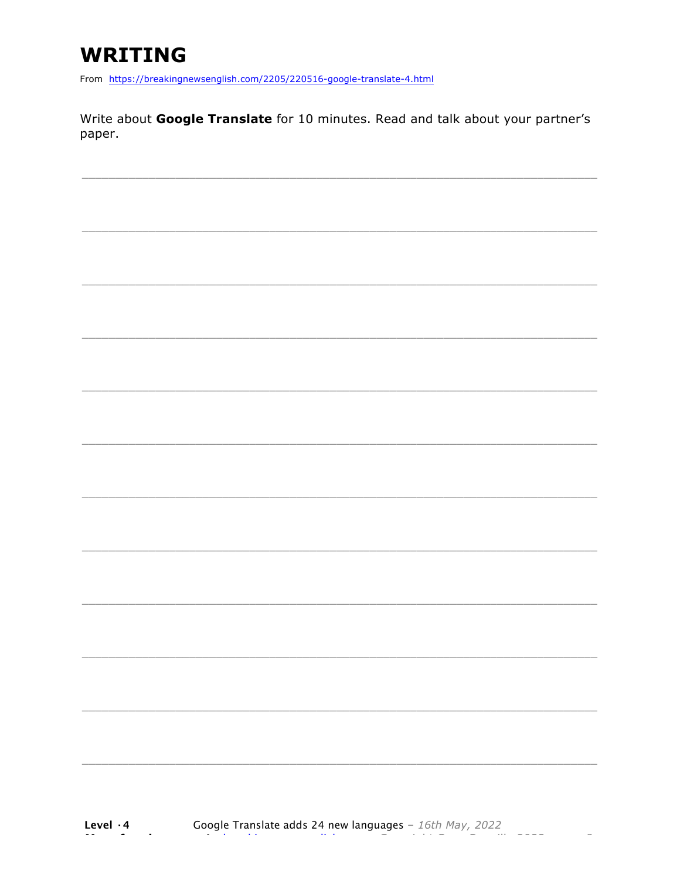# WRITING

From https://breakingnewsenglish.com/2205/220516-google-translate-4.html

Write about **Google Translate** for 10 minutes. Read and talk about your partner's paper.